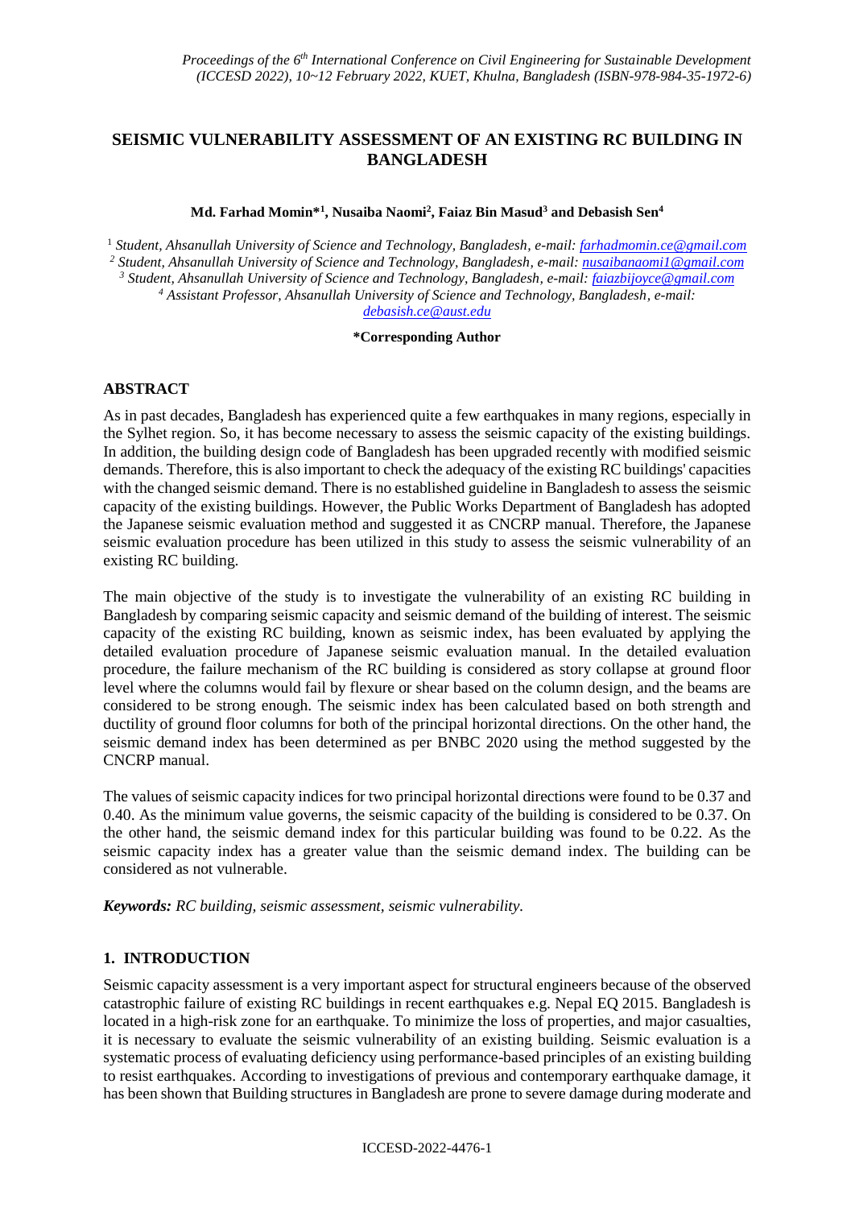# SEISMIC VULNERABILITY ASSESSMENT OF AN EXISTING RC BUILDING IN BANGLADESH

**Md. Farhad Momin*[1], Nusaiba Naomi[2], Faiaz Bin Masud[3] and Debasish Sen[4]**

[1] *Student, Ahsanullah University of Science and Technology, Bangladesh, e-mail:* farhadmomin.ce@gmail.com

[2] *Student, Ahsanullah University of Science and Technology, Bangladesh, e-mail:* nusaibanaomi1@gmail.com

[3] *Student, Ahsanullah University of Science and Technology, Bangladesh, e-mail:* faiazbijoyce@gmail.com

[4] *Assistant Professor, Ahsanullah University of Science and Technology, Bangladesh, e-mail:* debasish.ce@aust.edu

**\*Corresponding Author**

## ABSTRACT

As in past decades, Bangladesh has experienced quite a few earthquakes in many regions, especially in the Sylhet region. So, it has become necessary to assess the seismic capacity of the existing buildings. In addition, the building design code of Bangladesh has been upgraded recently with modified seismic demands. Therefore, this is also important to check the adequacy of the existing RC buildings' capacities with the changed seismic demand. There is no established guideline in Bangladesh to assess the seismic capacity of the existing buildings. However, the Public Works Department of Bangladesh has adopted the Japanese seismic evaluation method and suggested it as CNCRP manual. Therefore, the Japanese seismic evaluation procedure has been utilized in this study to assess the seismic vulnerability of an existing RC building.

The main objective of the study is to investigate the vulnerability of an existing RC building in Bangladesh by comparing seismic capacity and seismic demand of the building of interest. The seismic capacity of the existing RC building, known as seismic index, has been evaluated by applying the detailed evaluation procedure of Japanese seismic evaluation manual. In the detailed evaluation procedure, the failure mechanism of the RC building is considered as story collapse at ground floor level where the columns would fail by flexure or shear based on the column design, and the beams are considered to be strong enough. The seismic index has been calculated based on both strength and ductility of ground floor columns for both of the principal horizontal directions. On the other hand, the seismic demand index has been determined as per BNBC 2020 using the method suggested by the CNCRP manual.

The values of seismic capacity indices for two principal horizontal directions were found to be 0.37 and 0.40. As the minimum value governs, the seismic capacity of the building is considered to be 0.37. On the other hand, the seismic demand index for this particular building was found to be 0.22. As the seismic capacity index has a greater value than the seismic demand index. The building can be considered as not vulnerable.

***Keywords:** RC building, seismic assessment, seismic vulnerability.*

## 1. INTRODUCTION

Seismic capacity assessment is a very important aspect for structural engineers because of the observed catastrophic failure of existing RC buildings in recent earthquakes e.g. Nepal EQ 2015. Bangladesh is located in a high-risk zone for an earthquake. To minimize the loss of properties, and major casualties, it is necessary to evaluate the seismic vulnerability of an existing building. Seismic evaluation is a systematic process of evaluating deficiency using performance-based principles of an existing building to resist earthquakes. According to investigations of previous and contemporary earthquake damage, it has been shown that Building structures in Bangladesh are prone to severe damage during moderate and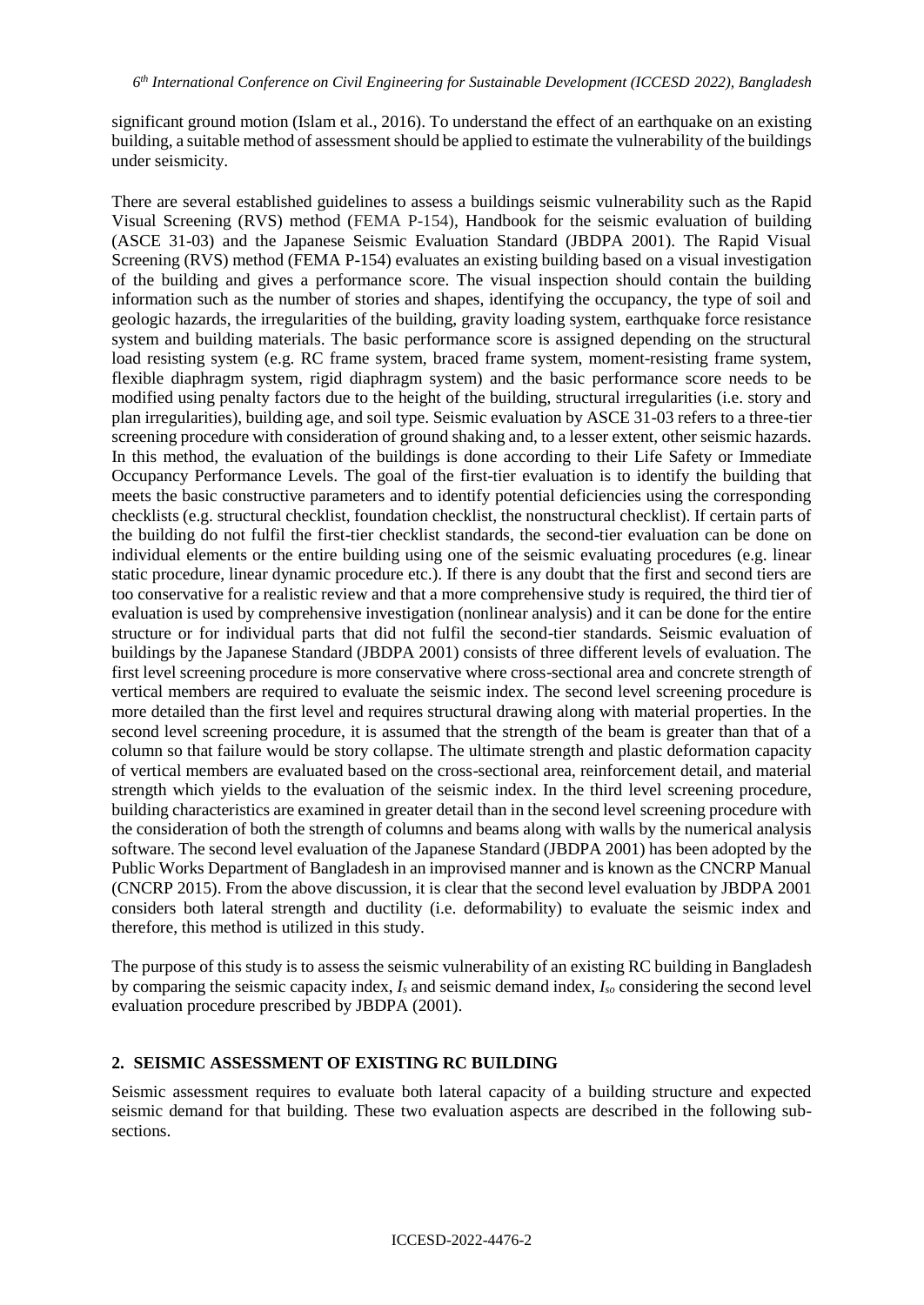significant ground motion (Islam et al., 2016). To understand the effect of an earthquake on an existing building, a suitable method of assessment should be applied to estimate the vulnerability of the buildings under seismicity.

There are several established guidelines to assess a buildings seismic vulnerability such as the Rapid Visual Screening (RVS) method (FEMA P-154), Handbook for the seismic evaluation of building (ASCE 31-03) and the Japanese Seismic Evaluation Standard (JBDPA 2001). The Rapid Visual Screening (RVS) method (FEMA P-154) evaluates an existing building based on a visual investigation of the building and gives a performance score. The visual inspection should contain the building information such as the number of stories and shapes, identifying the occupancy, the type of soil and geologic hazards, the irregularities of the building, gravity loading system, earthquake force resistance system and building materials. The basic performance score is assigned depending on the structural load resisting system (e.g. RC frame system, braced frame system, moment-resisting frame system, flexible diaphragm system, rigid diaphragm system) and the basic performance score needs to be modified using penalty factors due to the height of the building, structural irregularities (i.e. story and plan irregularities), building age, and soil type. Seismic evaluation by ASCE 31-03 refers to a three-tier screening procedure with consideration of ground shaking and, to a lesser extent, other seismic hazards. In this method, the evaluation of the buildings is done according to their Life Safety or Immediate Occupancy Performance Levels. The goal of the first-tier evaluation is to identify the building that meets the basic constructive parameters and to identify potential deficiencies using the corresponding checklists (e.g. structural checklist, foundation checklist, the nonstructural checklist). If certain parts of the building do not fulfil the first-tier checklist standards, the second-tier evaluation can be done on individual elements or the entire building using one of the seismic evaluating procedures (e.g. linear static procedure, linear dynamic procedure etc.). If there is any doubt that the first and second tiers are too conservative for a realistic review and that a more comprehensive study is required, the third tier of evaluation is used by comprehensive investigation (nonlinear analysis) and it can be done for the entire structure or for individual parts that did not fulfil the second-tier standards. Seismic evaluation of buildings by the Japanese Standard (JBDPA 2001) consists of three different levels of evaluation. The first level screening procedure is more conservative where cross-sectional area and concrete strength of vertical members are required to evaluate the seismic index. The second level screening procedure is more detailed than the first level and requires structural drawing along with material properties. In the second level screening procedure, it is assumed that the strength of the beam is greater than that of a column so that failure would be story collapse. The ultimate strength and plastic deformation capacity of vertical members are evaluated based on the cross-sectional area, reinforcement detail, and material strength which yields to the evaluation of the seismic index. In the third level screening procedure, building characteristics are examined in greater detail than in the second level screening procedure with the consideration of both the strength of columns and beams along with walls by the numerical analysis software. The second level evaluation of the Japanese Standard (JBDPA 2001) has been adopted by the Public Works Department of Bangladesh in an improvised manner and is known as the CNCRP Manual (CNCRP 2015). From the above discussion, it is clear that the second level evaluation by JBDPA 2001 considers both lateral strength and ductility (i.e. deformability) to evaluate the seismic index and therefore, this method is utilized in this study.

The purpose of this study is to assess the seismic vulnerability of an existing RC building in Bangladesh by comparing the seismic capacity index, $I_s$ and seismic demand index, $I_{so}$ considering the second level evaluation procedure prescribed by JBDPA (2001).

## 2. SEISMIC ASSESSMENT OF EXISTING RC BUILDING

Seismic assessment requires to evaluate both lateral capacity of a building structure and expected seismic demand for that building. These two evaluation aspects are described in the following sub-sections.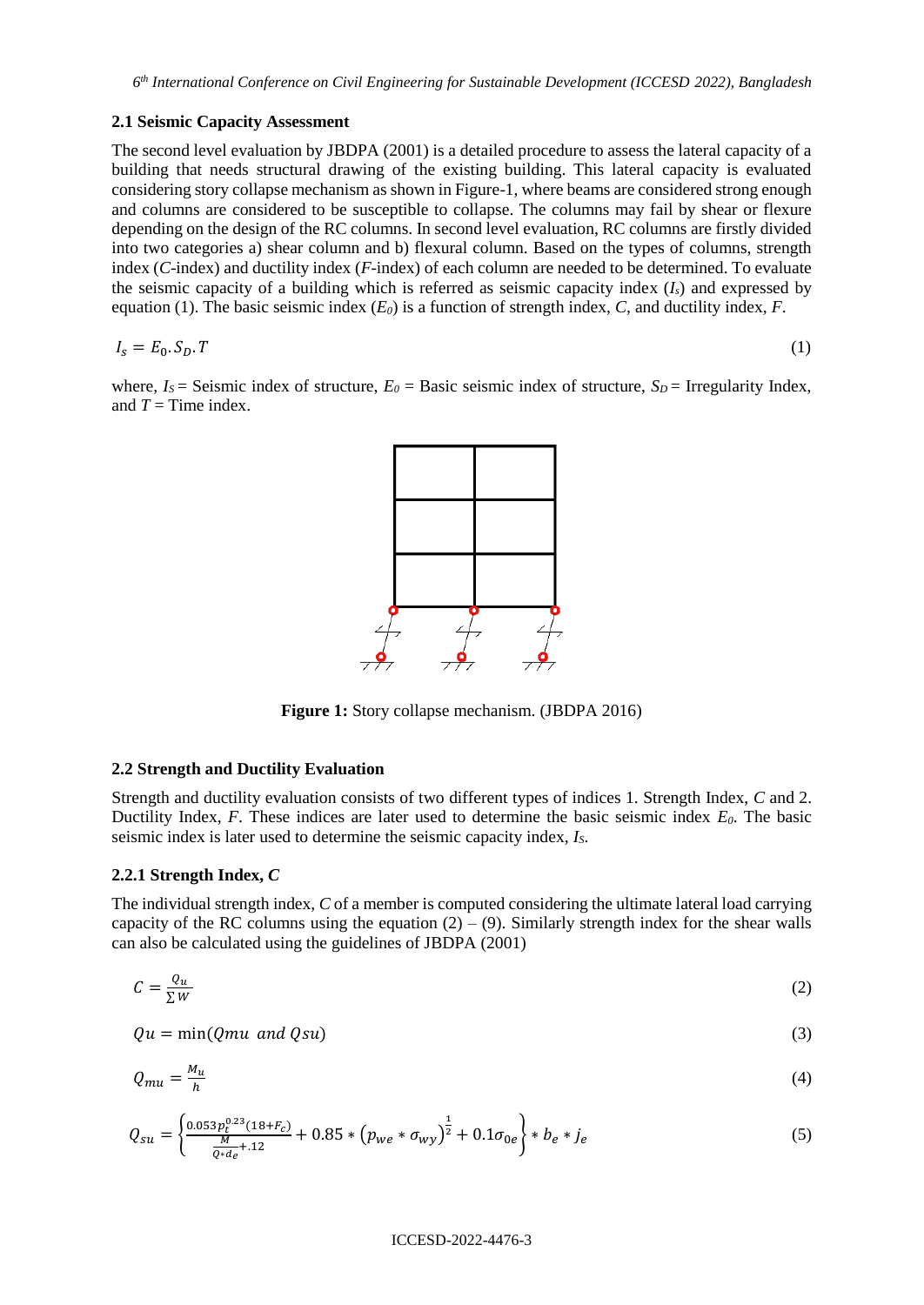### 2.1 Seismic Capacity Assessment

The second level evaluation by JBDPA (2001) is a detailed procedure to assess the lateral capacity of a building that needs structural drawing of the existing building. This lateral capacity is evaluated considering story collapse mechanism as shown in Figure-1, where beams are considered strong enough and columns are considered to be susceptible to collapse. The columns may fail by shear or flexure depending on the design of the RC columns. In second level evaluation, RC columns are firstly divided into two categories a) shear column and b) flexural column. Based on the types of columns, strength index (*C*-index) and ductility index (*F*-index) of each column are needed to be determined. To evaluate the seismic capacity of a building which is referred as seismic capacity index ($I_s$) and expressed by equation (1). The basic seismic index ($E_0$) is a function of strength index, *C*, and ductility index, *F*.

$$I_s = E_0.S_D.T \tag{1}$$

where, $I_S$ = Seismic index of structure, $E_0$ = Basic seismic index of structure, $S_D$ = Irregularity Index, and $T$ = Time index.

**Figure 1:** Story collapse mechanism. (JBDPA 2016)

### 2.2 Strength and Ductility Evaluation

Strength and ductility evaluation consists of two different types of indices 1. Strength Index, *C* and 2. Ductility Index, *F*. These indices are later used to determine the basic seismic index $E_0$. The basic seismic index is later used to determine the seismic capacity index, $I_S$.

#### 2.2.1 Strength Index, *C*

The individual strength index, *C* of a member is computed considering the ultimate lateral load carrying capacity of the RC columns using the equation (2) – (9). Similarly strength index for the shear walls can also be calculated using the guidelines of JBDPA (2001)

$$C = \frac{Q_u}{\sum W} \tag{2}$$

$$Qu = \min(Qmu \ \ and \ Qsu) \tag{3}$$

$$Q_{mu} = \frac{M_u}{h} \tag{4}$$

$$Q_{su} = \left\{\frac{0.053p_t^{0.23}(18+F_c)}{\frac{M}{Q*d_e}+.12} + 0.85*\left(p_{we}*\sigma_{wy}\right)^{\frac{1}{2}} + 0.1\sigma_{0e}\right\} * b_e * j_e \tag{5}$$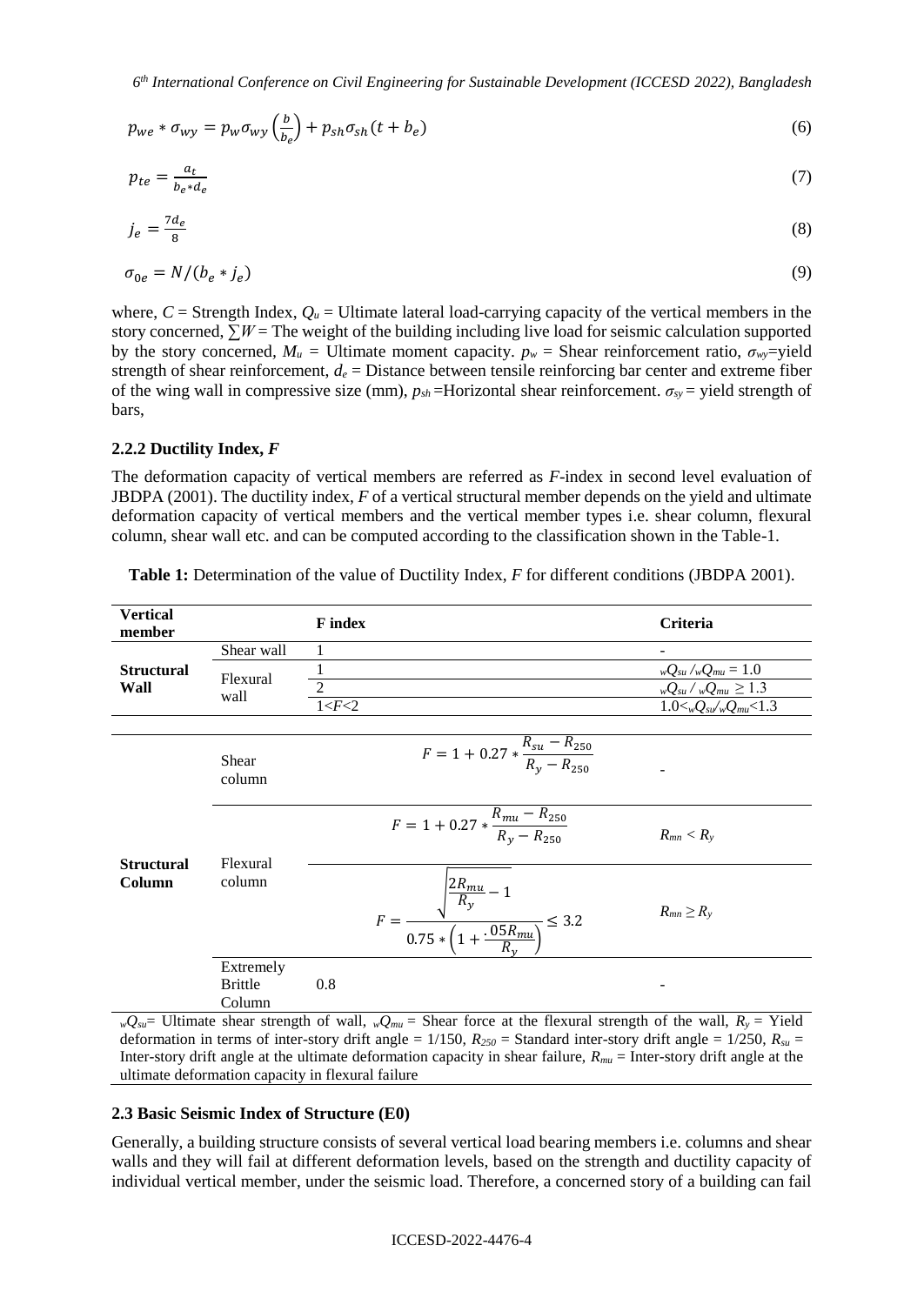$$p_{we} * \sigma_{wy} = p_w \sigma_{wy} \left(\frac{b}{b_e}\right) + p_{sh} \sigma_{sh} (t + b_e) \tag{6}$$

$$p_{te} = \frac{a_t}{b_e * d_e} \tag{7}$$

$$j_e = \frac{7d_e}{8} \tag{8}$$

$$\sigma_{0e} = N/(b_e * j_e) \tag{9}$$

where, $C$ = Strength Index, $Q_u$ = Ultimate lateral load-carrying capacity of the vertical members in the story concerned, $\sum W$ = The weight of the building including live load for seismic calculation supported by the story concerned, $M_u$ = Ultimate moment capacity. $p_w$ = Shear reinforcement ratio, $\sigma_{wy}$=yield strength of shear reinforcement, $d_e$ = Distance between tensile reinforcing bar center and extreme fiber of the wing wall in compressive size (mm), $p_{sh}$ =Horizontal shear reinforcement. $\sigma_{sy}$ = yield strength of bars,

### 2.2.2 Ductility Index, *F*

The deformation capacity of vertical members are referred as *F*-index in second level evaluation of JBDPA (2001). The ductility index, *F* of a vertical structural member depends on the yield and ultimate deformation capacity of vertical members and the vertical member types i.e. shear column, flexural column, shear wall etc. and can be computed according to the classification shown in the Table-1.

**Table 1:** Determination of the value of Ductility Index, *F* for different conditions (JBDPA 2001).

| Vertical member | | F index | Criteria |
|---|---|---|---|
| **Structural Wall** | Shear wall | 1 | - |
| | Flexural wall | 1 | ${}_wQ_{su} / {}_wQ_{mu} = 1.0$ |
| | | 2 | ${}_wQ_{su} / {}_wQ_{mu} \geq 1.3$ |
| | | $1<F<2$ | $1.0<{}_wQ_{su}/{}_wQ_{mu}<1.3$ |
| **Structural Column** | Shear column | $F = 1 + 0.27 * \frac{R_{su} - R_{250}}{R_y - R_{250}}$ | - |
| | Flexural column | $F = 1 + 0.27 * \frac{R_{mu} - R_{250}}{R_y - R_{250}}$ | $R_{mn} < R_y$ |
| | | $F = \frac{\sqrt{\frac{2R_{mu}}{R_y} - 1}}{0.75 * \left(1 + \frac{.05R_{mu}}{R_y}\right)} \leq 3.2$ | $R_{mn} \geq R_y$ |
| | Extremely Brittle Column | 0.8 | - |

${}_wQ_{su}$= Ultimate shear strength of wall, ${}_wQ_{mu}$ = Shear force at the flexural strength of the wall, $R_y$ = Yield deformation in terms of inter-story drift angle = 1/150, $R_{250}$ = Standard inter-story drift angle = 1/250, $R_{su}$ = Inter-story drift angle at the ultimate deformation capacity in shear failure, $R_{mu}$ = Inter-story drift angle at the ultimate deformation capacity in flexural failure

### 2.3 Basic Seismic Index of Structure (E0)

Generally, a building structure consists of several vertical load bearing members i.e. columns and shear walls and they will fail at different deformation levels, based on the strength and ductility capacity of individual vertical member, under the seismic load. Therefore, a concerned story of a building can fail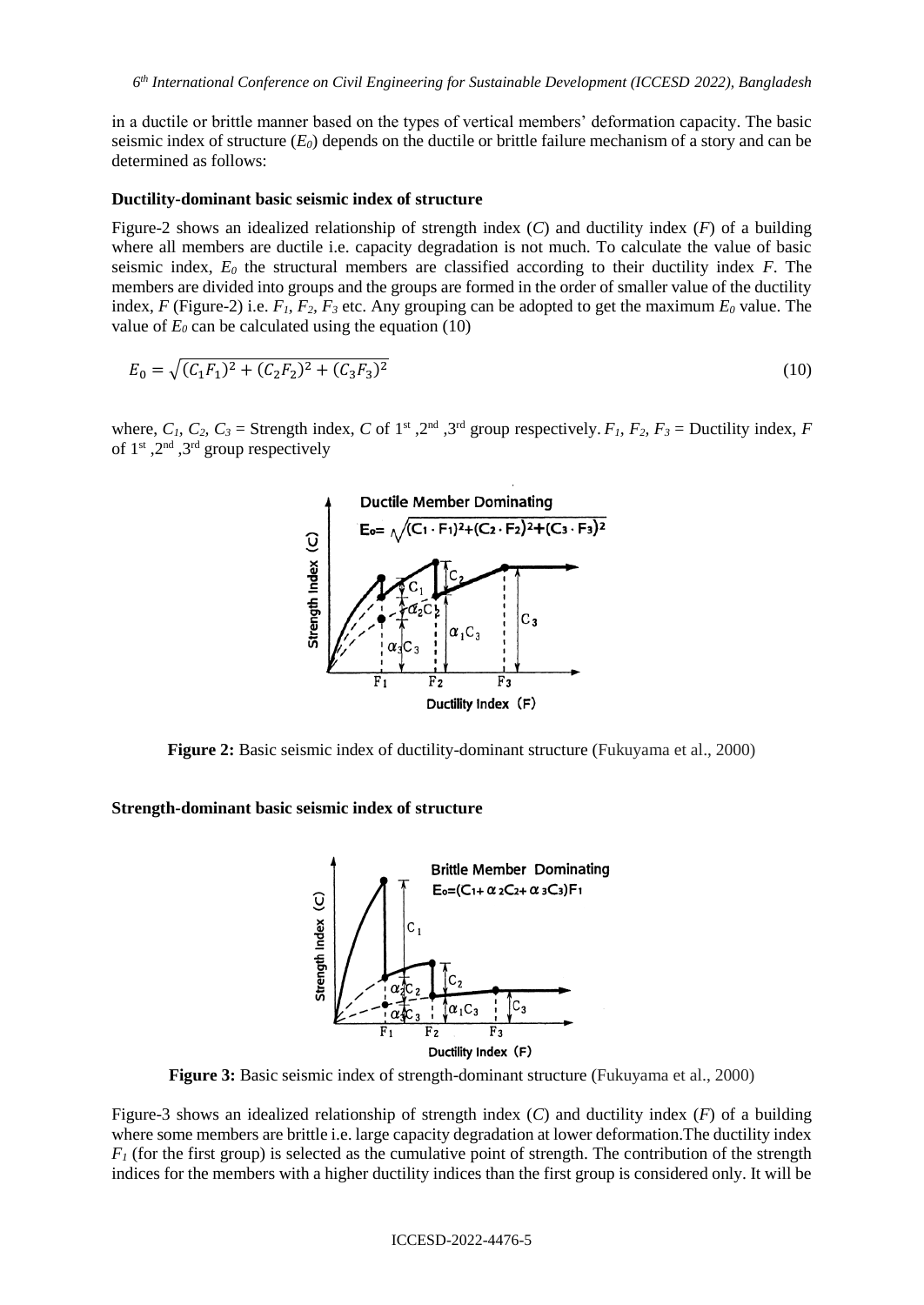in a ductile or brittle manner based on the types of vertical members' deformation capacity. The basic seismic index of structure ($E_0$) depends on the ductile or brittle failure mechanism of a story and can be determined as follows:

**Ductility-dominant basic seismic index of structure**

Figure-2 shows an idealized relationship of strength index ($C$) and ductility index ($F$) of a building where all members are ductile i.e. capacity degradation is not much. To calculate the value of basic seismic index, $E_0$ the structural members are classified according to their ductility index $F$. The members are divided into groups and the groups are formed in the order of smaller value of the ductility index, $F$ (Figure-2) i.e. $F_1$, $F_2$, $F_3$ etc. Any grouping can be adopted to get the maximum $E_0$ value. The value of $E_0$ can be calculated using the equation (10)

$$E_0 = \sqrt{(C_1F_1)^2 + (C_2F_2)^2 + (C_3F_3)^2} \tag{10}$$

where, $C_1$, $C_2$, $C_3$ = Strength index, $C$ of 1st, 2nd, 3rd group respectively. $F_1$, $F_2$, $F_3$ = Ductility index, $F$ of 1st, 2nd, 3rd group respectively

**Figure 2:** Basic seismic index of ductility-dominant structure (Fukuyama et al., 2000)

**Strength-dominant basic seismic index of structure**

**Figure 3:** Basic seismic index of strength-dominant structure (Fukuyama et al., 2000)

Figure-3 shows an idealized relationship of strength index ($C$) and ductility index ($F$) of a building where some members are brittle i.e. large capacity degradation at lower deformation.The ductility index $F_1$ (for the first group) is selected as the cumulative point of strength. The contribution of the strength indices for the members with a higher ductility indices than the first group is considered only. It will be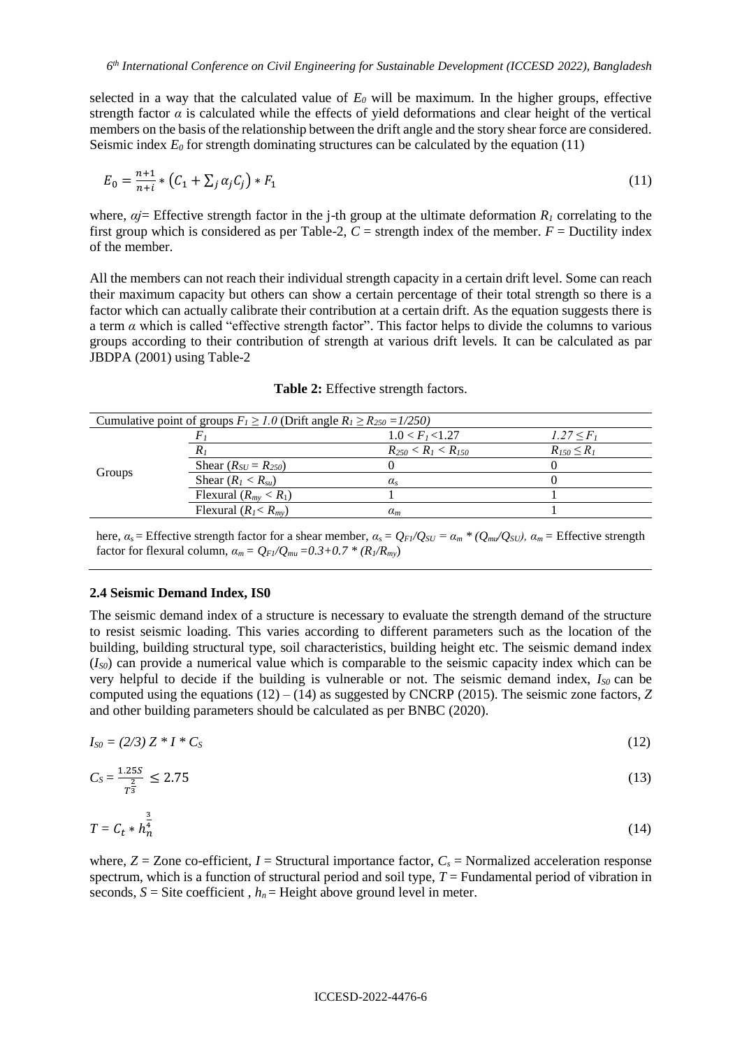selected in a way that the calculated value of $E_0$ will be maximum. In the higher groups, effective strength factor $\alpha$ is calculated while the effects of yield deformations and clear height of the vertical members on the basis of the relationship between the drift angle and the story shear force are considered. Seismic index $E_0$ for strength dominating structures can be calculated by the equation (11)

$$E_0 = \frac{n+1}{n+i} * \left(C_1 + \sum_j \alpha_j C_j\right) * F_1 \tag{11}$$

where, $\alpha j$= Effective strength factor in the j-th group at the ultimate deformation $R_1$ correlating to the first group which is considered as per Table-2, $C$ = strength index of the member. $F$ = Ductility index of the member.

All the members can not reach their individual strength capacity in a certain drift level. Some can reach their maximum capacity but others can show a certain percentage of their total strength so there is a factor which can actually calibrate their contribution at a certain drift. As the equation suggests there is a term $\alpha$ which is called "effective strength factor". This factor helps to divide the columns to various groups according to their contribution of strength at various drift levels. It can be calculated as par JBDPA (2001) using Table-2

**Table 2:** Effective strength factors.

| Cumulative point of groups $F_1 \geq 1.0$ (Drift angle $R_1 \geq R_{250} = 1/250$) | | | |
|---|---|---|---|
| Groups | $F_1$ | $1.0 < F_1 < 1.27$ | $1.27 \leq F_1$ |
| | $R_1$ | $R_{250} < R_1 < R_{150}$ | $R_{150} \leq R_1$ |
| | Shear ($R_{SU} = R_{250}$) | 0 | 0 |
| | Shear ($R_1 < R_{su}$) | $\alpha_s$ | 0 |
| | Flexural ($R_{my} < R_1$) | 1 | 1 |
| | Flexural ($R_1 < R_{my}$) | $\alpha_m$ | 1 |

here, $\alpha_s$ = Effective strength factor for a shear member, $\alpha_s = Q_{F1}/Q_{SU} = \alpha_m * (Q_{mu}/Q_{SU})$, $\alpha_m$ = Effective strength factor for flexural column, $\alpha_m = Q_{F1}/Q_{mu} = 0.3 + 0.7 * (R_1/R_{my})$

### 2.4 Seismic Demand Index, IS0

The seismic demand index of a structure is necessary to evaluate the strength demand of the structure to resist seismic loading. This varies according to different parameters such as the location of the building, building structural type, soil characteristics, building height etc. The seismic demand index ($I_{S0}$) can provide a numerical value which is comparable to the seismic capacity index which can be very helpful to decide if the building is vulnerable or not. The seismic demand index, $I_{S0}$ can be computed using the equations (12) – (14) as suggested by CNCRP (2015). The seismic zone factors, $Z$ and other building parameters should be calculated as per BNBC (2020).

$$I_{S0} = (2/3)\, Z * I * C_S \tag{12}$$

$$C_S = \frac{1.25S}{T^{\frac{2}{3}}} \leq 2.75 \tag{13}$$

$$T = C_t * h_n^{\frac{3}{4}} \tag{14}$$

where, $Z$ = Zone co-efficient, $I$ = Structural importance factor, $C_s$ = Normalized acceleration response spectrum, which is a function of structural period and soil type, $T$ = Fundamental period of vibration in seconds, $S$ = Site coefficient , $h_n$ = Height above ground level in meter.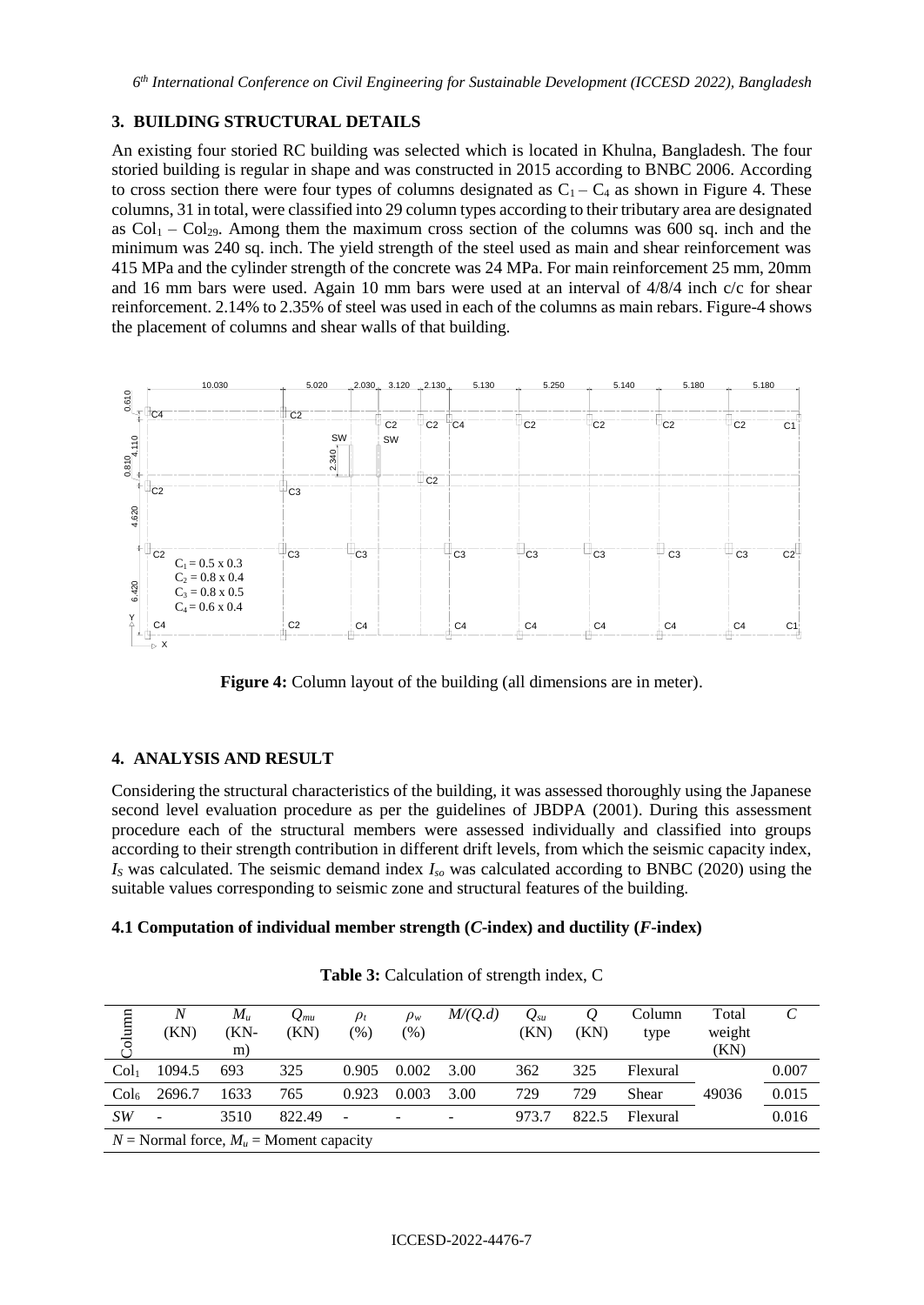## 3. BUILDING STRUCTURAL DETAILS

An existing four storied RC building was selected which is located in Khulna, Bangladesh. The four storied building is regular in shape and was constructed in 2015 according to BNBC 2006. According to cross section there were four types of columns designated as $C_1 - C_4$ as shown in Figure 4. These columns, 31 in total, were classified into 29 column types according to their tributary area are designated as $Col_1 - Col_{29}$. Among them the maximum cross section of the columns was 600 sq. inch and the minimum was 240 sq. inch. The yield strength of the steel used as main and shear reinforcement was 415 MPa and the cylinder strength of the concrete was 24 MPa. For main reinforcement 25 mm, 20mm and 16 mm bars were used. Again 10 mm bars were used at an interval of 4/8/4 inch c/c for shear reinforcement. 2.14% to 2.35% of steel was used in each of the columns as main rebars. Figure-4 shows the placement of columns and shear walls of that building.

**Figure 4:** Column layout of the building (all dimensions are in meter).

## 4. ANALYSIS AND RESULT

Considering the structural characteristics of the building, it was assessed thoroughly using the Japanese second level evaluation procedure as per the guidelines of JBDPA (2001). During this assessment procedure each of the structural members were assessed individually and classified into groups according to their strength contribution in different drift levels, from which the seismic capacity index, $I_S$ was calculated. The seismic demand index $I_{so}$ was calculated according to BNBC (2020) using the suitable values corresponding to seismic zone and structural features of the building.

### 4.1 Computation of individual member strength (*C*-index) and ductility (*F*-index)

**Table 3:** Calculation of strength index, C

| Column | $N$ (KN) | $M_u$ (KN-m) | $Q_{mu}$ (KN) | $\rho_t$ (%) | $\rho_w$ (%) | $M/(Q.d)$ | $Q_{su}$ (KN) | $Q$ (KN) | Column type | Total weight (KN) | $C$ |
|---|---|---|---|---|---|---|---|---|---|---|---|
| $Col_1$ | 1094.5 | 693 | 325 | 0.905 | 0.002 | 3.00 | 362 | 325 | Flexural | | 0.007 |
| $Col_6$ | 2696.7 | 1633 | 765 | 0.923 | 0.003 | 3.00 | 729 | 729 | Shear | 49036 | 0.015 |
| *SW* | - | 3510 | 822.49 | - | - | - | 973.7 | 822.5 | Flexural | | 0.016 |

$N$ = Normal force, $M_u$ = Moment capacity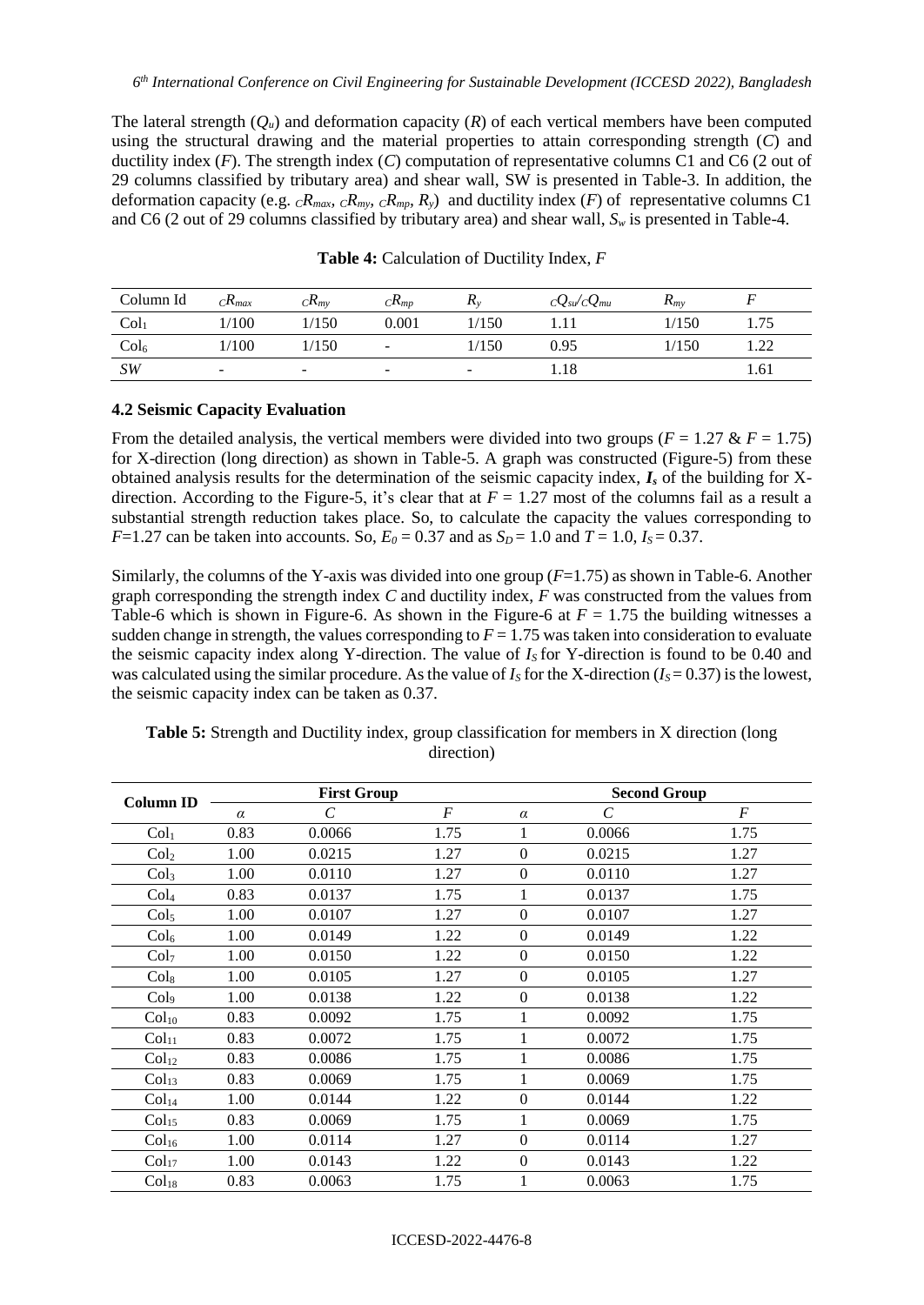The lateral strength ($Q_u$) and deformation capacity ($R$) of each vertical members have been computed using the structural drawing and the material properties to attain corresponding strength ($C$) and ductility index ($F$). The strength index ($C$) computation of representative columns C1 and C6 (2 out of 29 columns classified by tributary area) and shear wall, SW is presented in Table-3. In addition, the deformation capacity (e.g. ${}_{C}R_{max}$, ${}_{C}R_{my}$, ${}_{C}R_{mp}$, $R_y$) and ductility index ($F$) of representative columns C1 and C6 (2 out of 29 columns classified by tributary area) and shear wall, $S_w$ is presented in Table-4.

**Table 4:** Calculation of Ductility Index, $F$

| Column Id | ${}_{C}R_{max}$ | ${}_{C}R_{my}$ | ${}_{C}R_{mp}$ | $R_y$ | ${}_{C}Q_{su}/{}_{C}Q_{mu}$ | $R_{my}$ | $F$ |
|---|---|---|---|---|---|---|---|
| $Col_1$ | 1/100 | 1/150 | 0.001 | 1/150 | 1.11 | 1/150 | 1.75 |
| $Col_6$ | 1/100 | 1/150 | - | 1/150 | 0.95 | 1/150 | 1.22 |
| *SW* | - | - | - | - | 1.18 | | 1.61 |

### 4.2 Seismic Capacity Evaluation

From the detailed analysis, the vertical members were divided into two groups ($F$ = 1.27 & $F$ = 1.75) for X-direction (long direction) as shown in Table-5. A graph was constructed (Figure-5) from these obtained analysis results for the determination of the seismic capacity index, $\boldsymbol{I_s}$ of the building for X-direction. According to the Figure-5, it's clear that at $F$ = 1.27 most of the columns fail as a result a substantial strength reduction takes place. So, to calculate the capacity the values corresponding to $F$=1.27 can be taken into accounts. So, $E_0$ = 0.37 and as $S_D$ = 1.0 and $T$ = 1.0, $I_S$ = 0.37.

Similarly, the columns of the Y-axis was divided into one group ($F$=1.75) as shown in Table-6. Another graph corresponding the strength index $C$ and ductility index, $F$ was constructed from the values from Table-6 which is shown in Figure-6. As shown in the Figure-6 at $F$ = 1.75 the building witnesses a sudden change in strength, the values corresponding to $F$ = 1.75 was taken into consideration to evaluate the seismic capacity index along Y-direction. The value of $I_S$ for Y-direction is found to be 0.40 and was calculated using the similar procedure. As the value of $I_S$ for the X-direction ($I_S$ = 0.37) is the lowest, the seismic capacity index can be taken as 0.37.

**Table 5:** Strength and Ductility index, group classification for members in X direction (long direction)

| Column ID | First Group | | | Second Group | | |
|---|---|---|---|---|---|---|
| | $\alpha$ | $C$ | $F$ | $\alpha$ | $C$ | $F$ |
| $Col_1$ | 0.83 | 0.0066 | 1.75 | 1 | 0.0066 | 1.75 |
| $Col_2$ | 1.00 | 0.0215 | 1.27 | 0 | 0.0215 | 1.27 |
| $Col_3$ | 1.00 | 0.0110 | 1.27 | 0 | 0.0110 | 1.27 |
| $Col_4$ | 0.83 | 0.0137 | 1.75 | 1 | 0.0137 | 1.75 |
| $Col_5$ | 1.00 | 0.0107 | 1.27 | 0 | 0.0107 | 1.27 |
| $Col_6$ | 1.00 | 0.0149 | 1.22 | 0 | 0.0149 | 1.22 |
| $Col_7$ | 1.00 | 0.0150 | 1.22 | 0 | 0.0150 | 1.22 |
| $Col_8$ | 1.00 | 0.0105 | 1.27 | 0 | 0.0105 | 1.27 |
| $Col_9$ | 1.00 | 0.0138 | 1.22 | 0 | 0.0138 | 1.22 |
| $Col_{10}$ | 0.83 | 0.0092 | 1.75 | 1 | 0.0092 | 1.75 |
| $Col_{11}$ | 0.83 | 0.0072 | 1.75 | 1 | 0.0072 | 1.75 |
| $Col_{12}$ | 0.83 | 0.0086 | 1.75 | 1 | 0.0086 | 1.75 |
| $Col_{13}$ | 0.83 | 0.0069 | 1.75 | 1 | 0.0069 | 1.75 |
| $Col_{14}$ | 1.00 | 0.0144 | 1.22 | 0 | 0.0144 | 1.22 |
| $Col_{15}$ | 0.83 | 0.0069 | 1.75 | 1 | 0.0069 | 1.75 |
| $Col_{16}$ | 1.00 | 0.0114 | 1.27 | 0 | 0.0114 | 1.27 |
| $Col_{17}$ | 1.00 | 0.0143 | 1.22 | 0 | 0.0143 | 1.22 |
| $Col_{18}$ | 0.83 | 0.0063 | 1.75 | 1 | 0.0063 | 1.75 |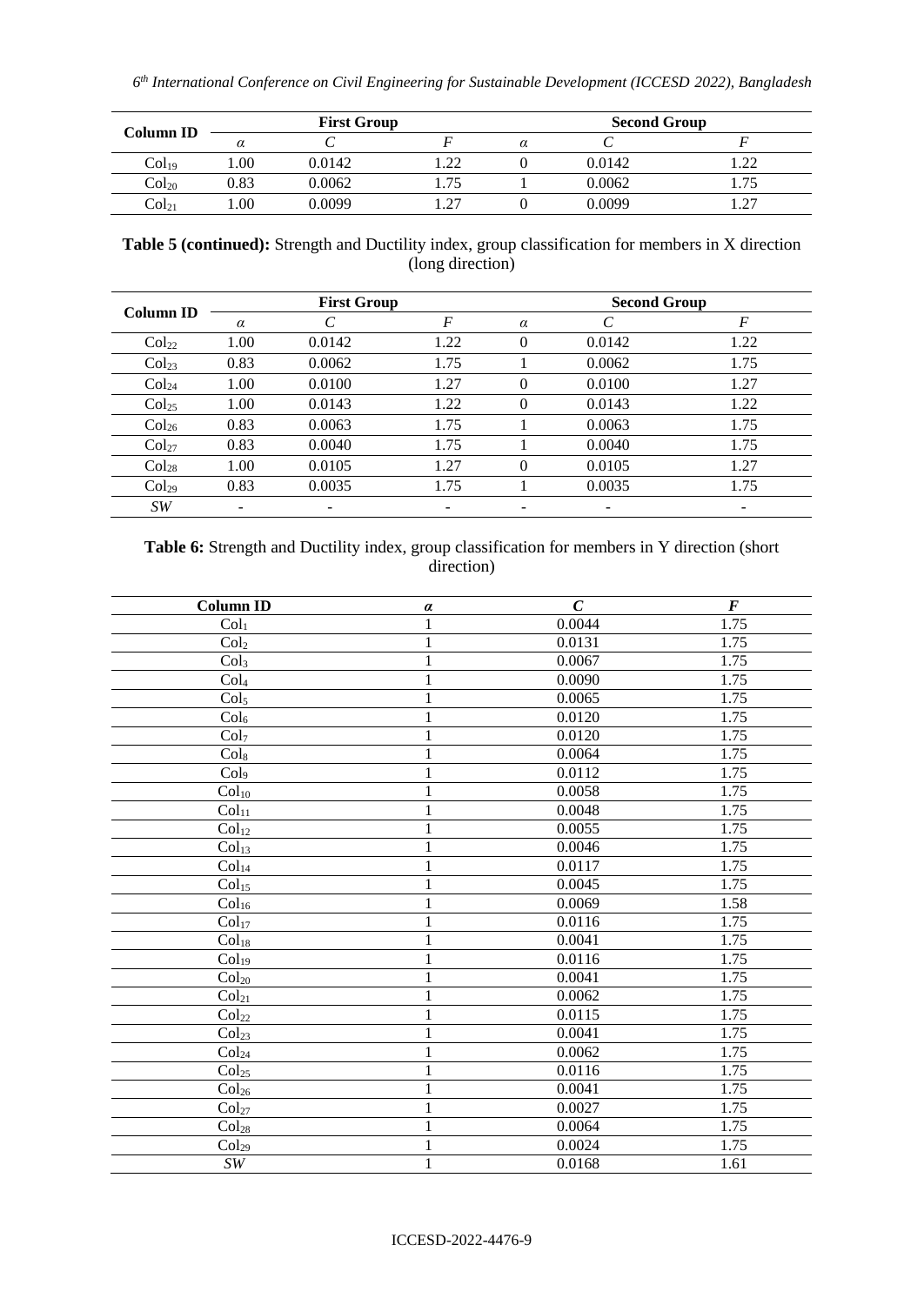| Column ID | First Group | | | Second Group | | |
|---|---|---|---|---|---|---|
| | $\alpha$ | $C$ | $F$ | $\alpha$ | $C$ | $F$ |
| $Col_{19}$ | 1.00 | 0.0142 | 1.22 | 0 | 0.0142 | 1.22 |
| $Col_{20}$ | 0.83 | 0.0062 | 1.75 | 1 | 0.0062 | 1.75 |
| $Col_{21}$ | 1.00 | 0.0099 | 1.27 | 0 | 0.0099 | 1.27 |

**Table 5 (continued):** Strength and Ductility index, group classification for members in X direction (long direction)

| Column ID | First Group | | | Second Group | | |
|---|---|---|---|---|---|---|
| | $\alpha$ | $C$ | $F$ | $\alpha$ | $C$ | $F$ |
| $Col_{22}$ | 1.00 | 0.0142 | 1.22 | 0 | 0.0142 | 1.22 |
| $Col_{23}$ | 0.83 | 0.0062 | 1.75 | 1 | 0.0062 | 1.75 |
| $Col_{24}$ | 1.00 | 0.0100 | 1.27 | 0 | 0.0100 | 1.27 |
| $Col_{25}$ | 1.00 | 0.0143 | 1.22 | 0 | 0.0143 | 1.22 |
| $Col_{26}$ | 0.83 | 0.0063 | 1.75 | 1 | 0.0063 | 1.75 |
| $Col_{27}$ | 0.83 | 0.0040 | 1.75 | 1 | 0.0040 | 1.75 |
| $Col_{28}$ | 1.00 | 0.0105 | 1.27 | 0 | 0.0105 | 1.27 |
| $Col_{29}$ | 0.83 | 0.0035 | 1.75 | 1 | 0.0035 | 1.75 |
| *SW* | - | - | - | - | - | - |

**Table 6:** Strength and Ductility index, group classification for members in Y direction (short direction)

| Column ID | $\alpha$ | $C$ | $F$ |
|---|---|---|---|
| $Col_{1}$ | 1 | 0.0044 | 1.75 |
| $Col_{2}$ | 1 | 0.0131 | 1.75 |
| $Col_{3}$ | 1 | 0.0067 | 1.75 |
| $Col_{4}$ | 1 | 0.0090 | 1.75 |
| $Col_{5}$ | 1 | 0.0065 | 1.75 |
| $Col_{6}$ | 1 | 0.0120 | 1.75 |
| $Col_{7}$ | 1 | 0.0120 | 1.75 |
| $Col_{8}$ | 1 | 0.0064 | 1.75 |
| $Col_{9}$ | 1 | 0.0112 | 1.75 |
| $Col_{10}$ | 1 | 0.0058 | 1.75 |
| $Col_{11}$ | 1 | 0.0048 | 1.75 |
| $Col_{12}$ | 1 | 0.0055 | 1.75 |
| $Col_{13}$ | 1 | 0.0046 | 1.75 |
| $Col_{14}$ | 1 | 0.0117 | 1.75 |
| $Col_{15}$ | 1 | 0.0045 | 1.75 |
| $Col_{16}$ | 1 | 0.0069 | 1.58 |
| $Col_{17}$ | 1 | 0.0116 | 1.75 |
| $Col_{18}$ | 1 | 0.0041 | 1.75 |
| $Col_{19}$ | 1 | 0.0116 | 1.75 |
| $Col_{20}$ | 1 | 0.0041 | 1.75 |
| $Col_{21}$ | 1 | 0.0062 | 1.75 |
| $Col_{22}$ | 1 | 0.0115 | 1.75 |
| $Col_{23}$ | 1 | 0.0041 | 1.75 |
| $Col_{24}$ | 1 | 0.0062 | 1.75 |
| $Col_{25}$ | 1 | 0.0116 | 1.75 |
| $Col_{26}$ | 1 | 0.0041 | 1.75 |
| $Col_{27}$ | 1 | 0.0027 | 1.75 |
| $Col_{28}$ | 1 | 0.0064 | 1.75 |
| $Col_{29}$ | 1 | 0.0024 | 1.75 |
| *SW* | 1 | 0.0168 | 1.61 |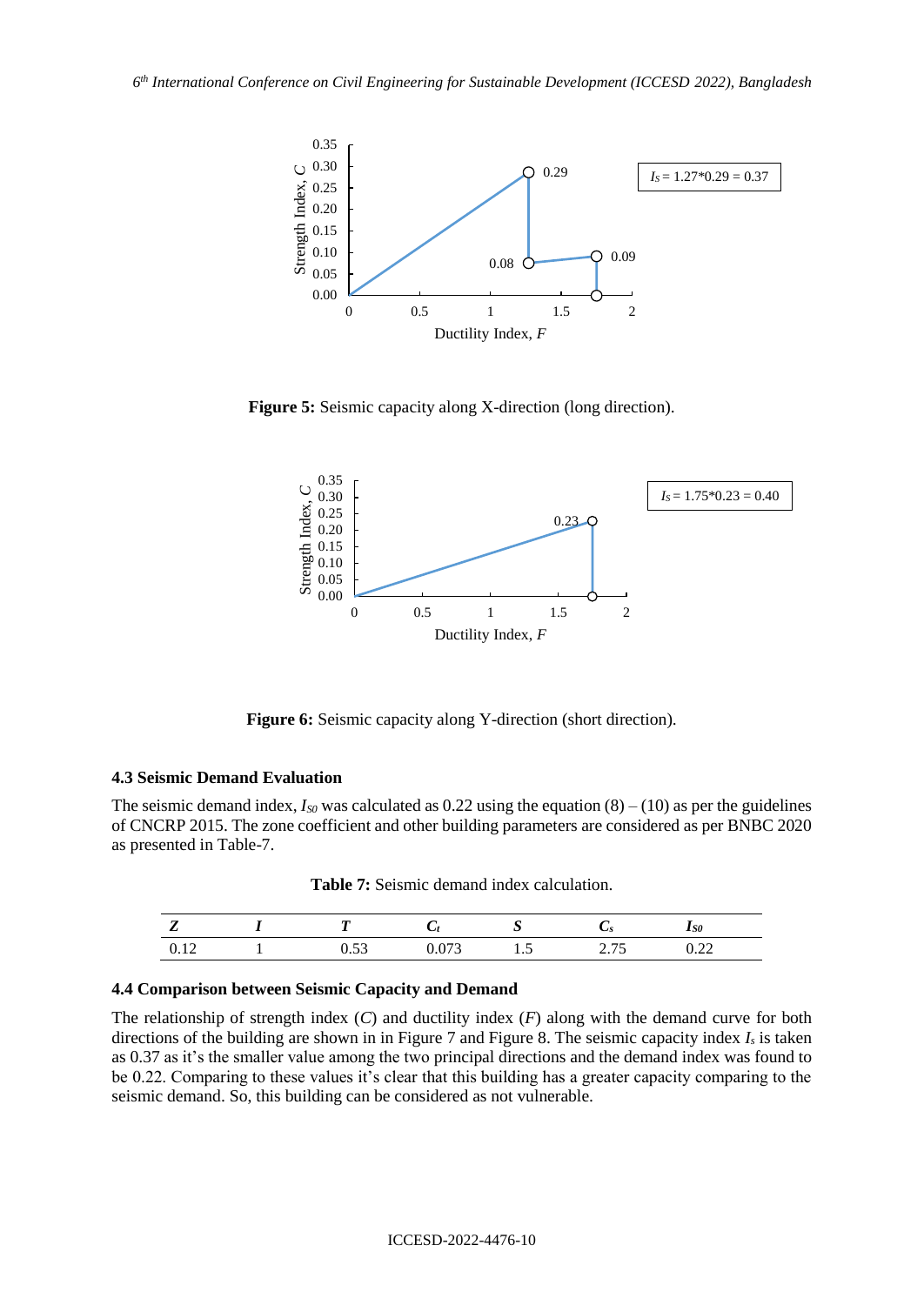**Figure 5:** Seismic capacity along X-direction (long direction).

**Figure 6:** Seismic capacity along Y-direction (short direction).

### 4.3 Seismic Demand Evaluation

The seismic demand index, $I_{S0}$ was calculated as 0.22 using the equation (8) – (10) as per the guidelines of CNCRP 2015. The zone coefficient and other building parameters are considered as per BNBC 2020 as presented in Table-7.

**Table 7:** Seismic demand index calculation.

| $Z$ | $I$ | $T$ | $C_t$ | $S$ | $C_s$ | $I_{S0}$ |
|---|---|---|---|---|---|---|
| 0.12 | 1 | 0.53 | 0.073 | 1.5 | 2.75 | 0.22 |

### 4.4 Comparison between Seismic Capacity and Demand

The relationship of strength index ($C$) and ductility index ($F$) along with the demand curve for both directions of the building are shown in in Figure 7 and Figure 8. The seismic capacity index $I_s$ is taken as 0.37 as it's the smaller value among the two principal directions and the demand index was found to be 0.22. Comparing to these values it's clear that this building has a greater capacity comparing to the seismic demand. So, this building can be considered as not vulnerable.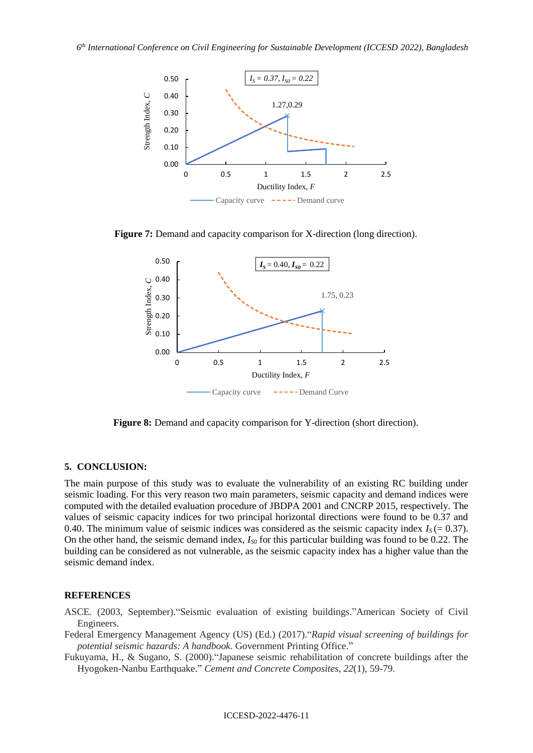**Figure 7:** Demand and capacity comparison for X-direction (long direction).

**Figure 8:** Demand and capacity comparison for Y-direction (short direction).

## 5. CONCLUSION:

The main purpose of this study was to evaluate the vulnerability of an existing RC building under seismic loading. For this very reason two main parameters, seismic capacity and demand indices were computed with the detailed evaluation procedure of JBDPA 2001 and CNCRP 2015, respectively. The values of seismic capacity indices for two principal horizontal directions were found to be 0.37 and 0.40. The minimum value of seismic indices was considered as the seismic capacity index $I_S$ (= 0.37). On the other hand, the seismic demand index, $I_{S0}$ for this particular building was found to be 0.22. The building can be considered as not vulnerable, as the seismic capacity index has a higher value than the seismic demand index.

## REFERENCES

ASCE. (2003, September)."Seismic evaluation of existing buildings."American Society of Civil Engineers.

Federal Emergency Management Agency (US) (Ed.) (2017)."*Rapid visual screening of buildings for potential seismic hazards: A handbook*. Government Printing Office."

Fukuyama, H., & Sugano, S. (2000)."Japanese seismic rehabilitation of concrete buildings after the Hyogoken-Nanbu Earthquake." *Cement and Concrete Composites*, *22*(1), 59-79.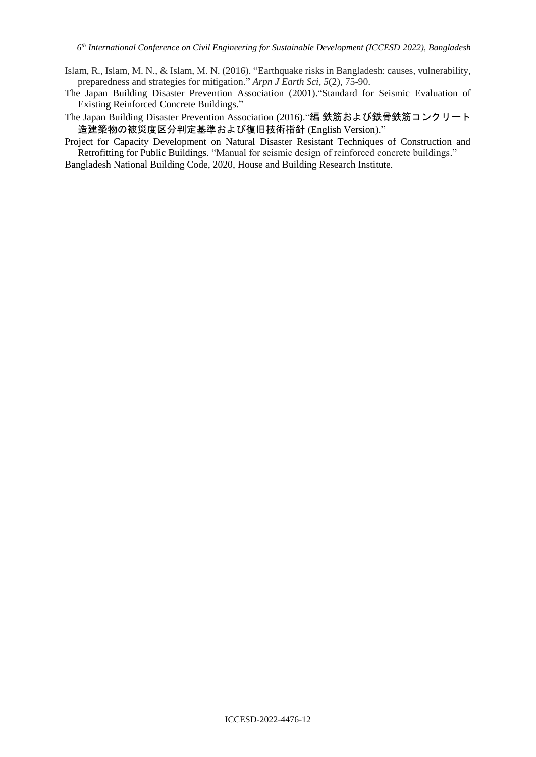Islam, R., Islam, M. N., & Islam, M. N. (2016). "Earthquake risks in Bangladesh: causes, vulnerability, preparedness and strategies for mitigation." *Arpn J Earth Sci*, *5*(2), 75-90.

The Japan Building Disaster Prevention Association (2001)."Standard for Seismic Evaluation of Existing Reinforced Concrete Buildings."

The Japan Building Disaster Prevention Association (2016)."編 鉄筋および鉄骨鉄筋コンクリート造建築物の被災度区分判定基準および復旧技術指針 (English Version)."

Project for Capacity Development on Natural Disaster Resistant Techniques of Construction and Retrofitting for Public Buildings. "Manual for seismic design of reinforced concrete buildings."

Bangladesh National Building Code, 2020, House and Building Research Institute.